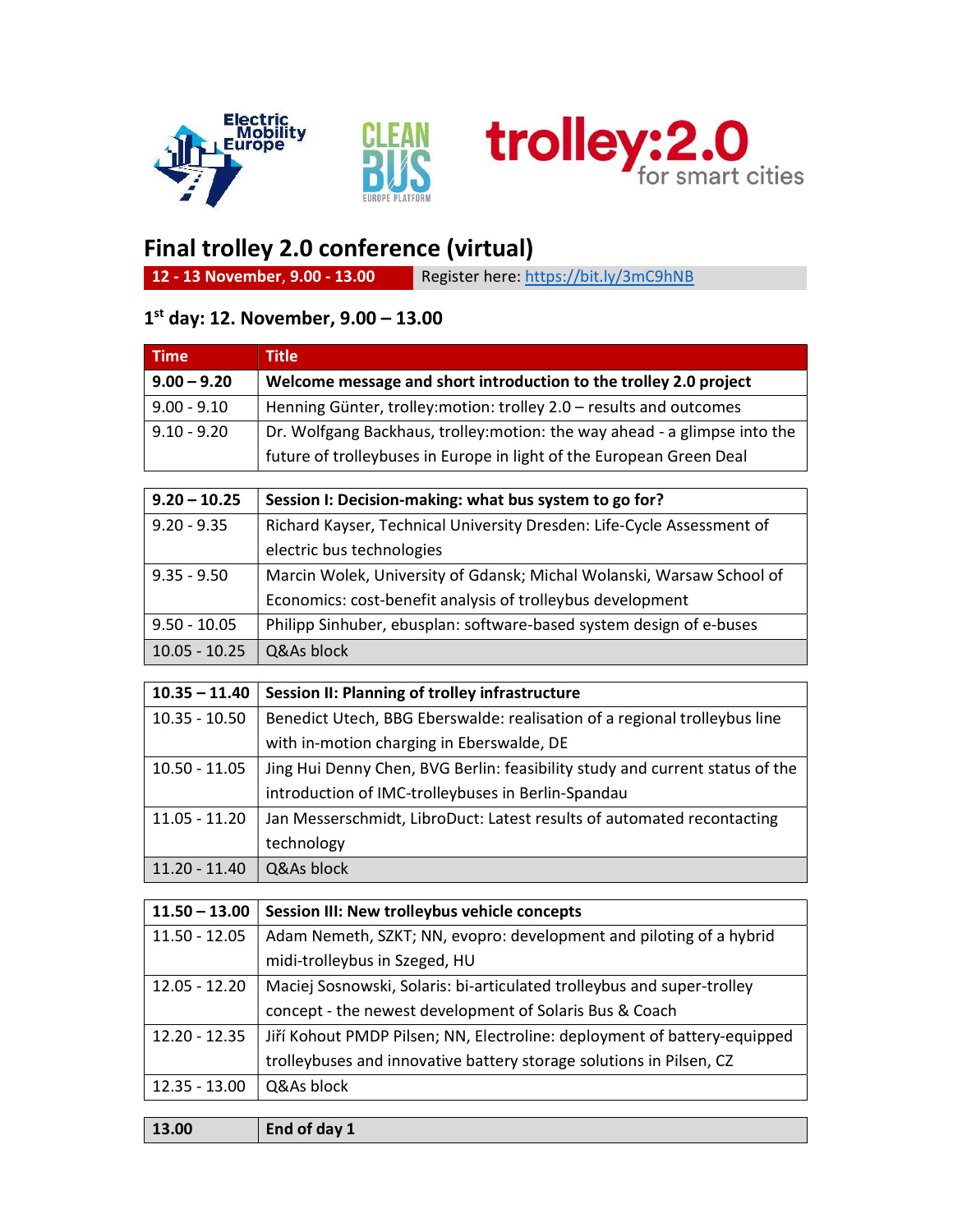# Final trolley 2.0 conference (virtual)

**12 - 13 November, 9.00 - 13.00** Register here: https://bit.ly/3mC9hNB

## 1st day: 12. November, 9.00 – 13.00

| Time | Title |
|---|---|
| **9.00 – 9.20** | **Welcome message and short introduction to the trolley 2.0 project** |
| 9.00 - 9.10 | Henning Günter, trolley:motion: trolley 2.0 – results and outcomes |
| 9.10 - 9.20 | Dr. Wolfgang Backhaus, trolley:motion: the way ahead - a glimpse into the future of trolleybuses in Europe in light of the European Green Deal |

| **9.20 – 10.25** | **Session I: Decision-making: what bus system to go for?** |
|---|---|
| 9.20 - 9.35 | Richard Kayser, Technical University Dresden: Life-Cycle Assessment of electric bus technologies |
| 9.35 - 9.50 | Marcin Wolek, University of Gdansk; Michal Wolanski, Warsaw School of Economics: cost-benefit analysis of trolleybus development |
| 9.50 - 10.05 | Philipp Sinhuber, ebusplan: software-based system design of e-buses |
| 10.05 - 10.25 | Q&As block |

| **10.35 – 11.40** | **Session II: Planning of trolley infrastructure** |
|---|---|
| 10.35 - 10.50 | Benedict Utech, BBG Eberswalde: realisation of a regional trolleybus line with in-motion charging in Eberswalde, DE |
| 10.50 - 11.05 | Jing Hui Denny Chen, BVG Berlin: feasibility study and current status of the introduction of IMC-trolleybuses in Berlin-Spandau |
| 11.05 - 11.20 | Jan Messerschmidt, LibroDuct: Latest results of automated recontacting technology |
| 11.20 - 11.40 | Q&As block |

| **11.50 – 13.00** | **Session III: New trolleybus vehicle concepts** |
|---|---|
| 11.50 - 12.05 | Adam Nemeth, SZKT; NN, evopro: development and piloting of a hybrid midi-trolleybus in Szeged, HU |
| 12.05 - 12.20 | Maciej Sosnowski, Solaris: bi-articulated trolleybus and super-trolley concept - the newest development of Solaris Bus & Coach |
| 12.20 - 12.35 | Jiří Kohout PMDP Pilsen; NN, Electroline: deployment of battery-equipped trolleybuses and innovative battery storage solutions in Pilsen, CZ |
| 12.35 - 13.00 | Q&As block |

| **13.00** | **End of day 1** |
|---|---|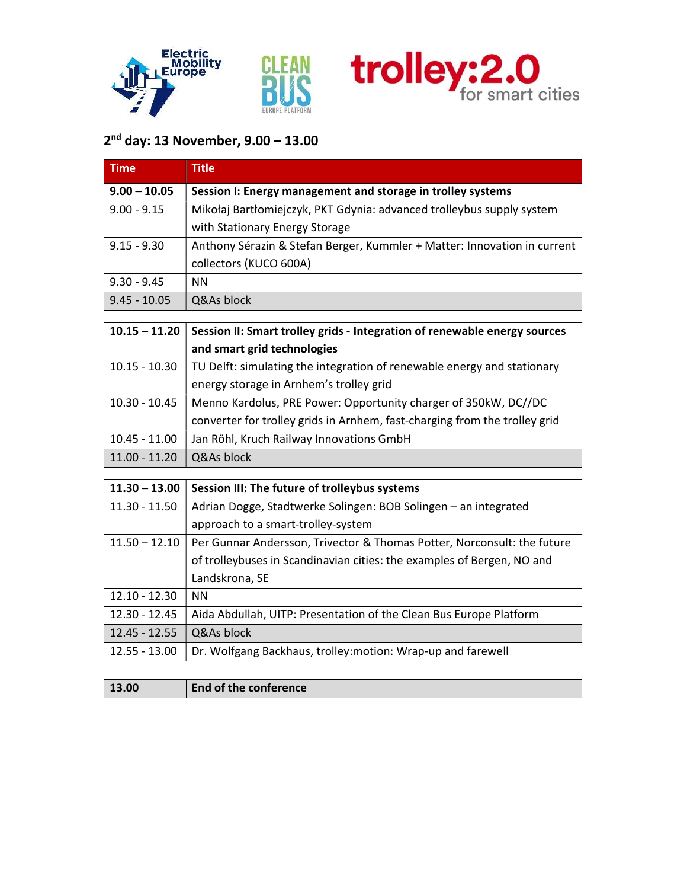## 2nd day: 13 November, 9.00 – 13.00

| Time | Title |
|---|---|
| **9.00 – 10.05** | **Session I: Energy management and storage in trolley systems** |
| 9.00 - 9.15 | Mikołaj Bartłomiejczyk, PKT Gdynia: advanced trolleybus supply system with Stationary Energy Storage |
| 9.15 - 9.30 | Anthony Sérazin & Stefan Berger, Kummler + Matter: Innovation in current collectors (KUCO 600A) |
| 9.30 - 9.45 | NN |
| 9.45 - 10.05 | Q&As block |

| | |
|---|---|
| **10.15 – 11.20** | **Session II: Smart trolley grids - Integration of renewable energy sources and smart grid technologies** |
| 10.15 - 10.30 | TU Delft: simulating the integration of renewable energy and stationary energy storage in Arnhem's trolley grid |
| 10.30 - 10.45 | Menno Kardolus, PRE Power: Opportunity charger of 350kW, DC//DC converter for trolley grids in Arnhem, fast-charging from the trolley grid |
| 10.45 - 11.00 | Jan Röhl, Kruch Railway Innovations GmbH |
| 11.00 - 11.20 | Q&As block |

| | |
|---|---|
| **11.30 – 13.00** | **Session III: The future of trolleybus systems** |
| 11.30 - 11.50 | Adrian Dogge, Stadtwerke Solingen: BOB Solingen – an integrated approach to a smart-trolley-system |
| 11.50 – 12.10 | Per Gunnar Andersson, Trivector & Thomas Potter, Norconsult: the future of trolleybuses in Scandinavian cities: the examples of Bergen, NO and Landskrona, SE |
| 12.10 - 12.30 | NN |
| 12.30 - 12.45 | Aida Abdullah, UITP: Presentation of the Clean Bus Europe Platform |
| 12.45 - 12.55 | Q&As block |
| 12.55 - 13.00 | Dr. Wolfgang Backhaus, trolley:motion: Wrap-up and farewell |

| | |
|---|---|
| **13.00** | **End of the conference** |